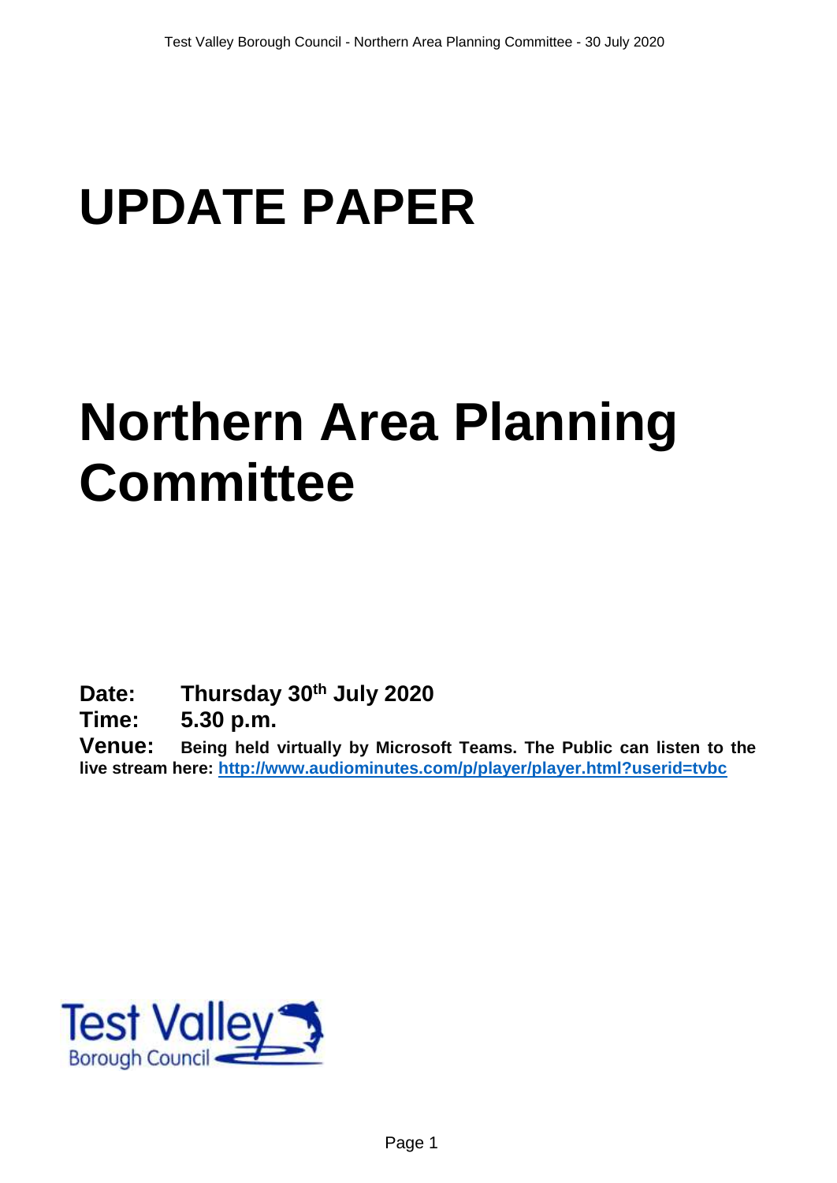# UPDATE PAPER

# Northern Area Planning Committee

**Date:** **Thursday 30th July 2020**

**Time:** **5.30 p.m.**

**Venue:** **Being held virtually by Microsoft Teams. The Public can listen to the live stream here: [http://www.audiominutes.com/p/player/player.html?userid=tvbc](http://www.audiominutes.com/p/player/player.html?userid=tvbc)**

Test Valley Borough Council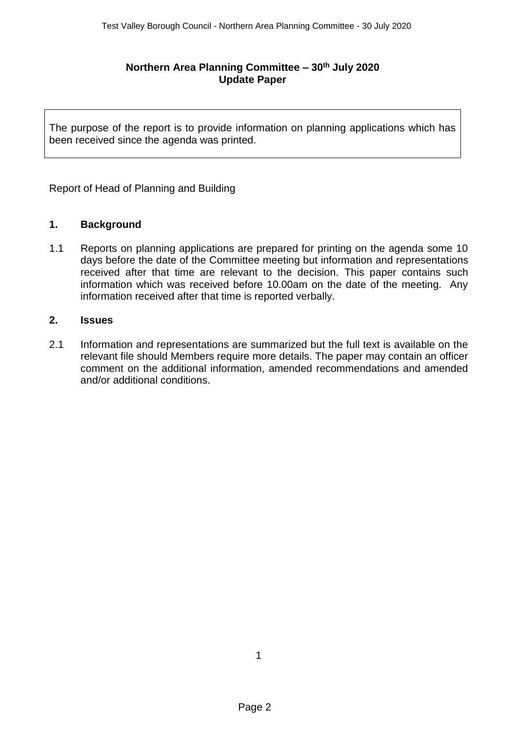**Northern Area Planning Committee – 30th July 2020**
**Update Paper**

The purpose of the report is to provide information on planning applications which has been received since the agenda was printed.

Report of Head of Planning and Building

## 1. Background

1.1 Reports on planning applications are prepared for printing on the agenda some 10 days before the date of the Committee meeting but information and representations received after that time are relevant to the decision. This paper contains such information which was received before 10.00am on the date of the meeting. Any information received after that time is reported verbally.

## 2. Issues

2.1 Information and representations are summarized but the full text is available on the relevant file should Members require more details. The paper may contain an officer comment on the additional information, amended recommendations and amended and/or additional conditions.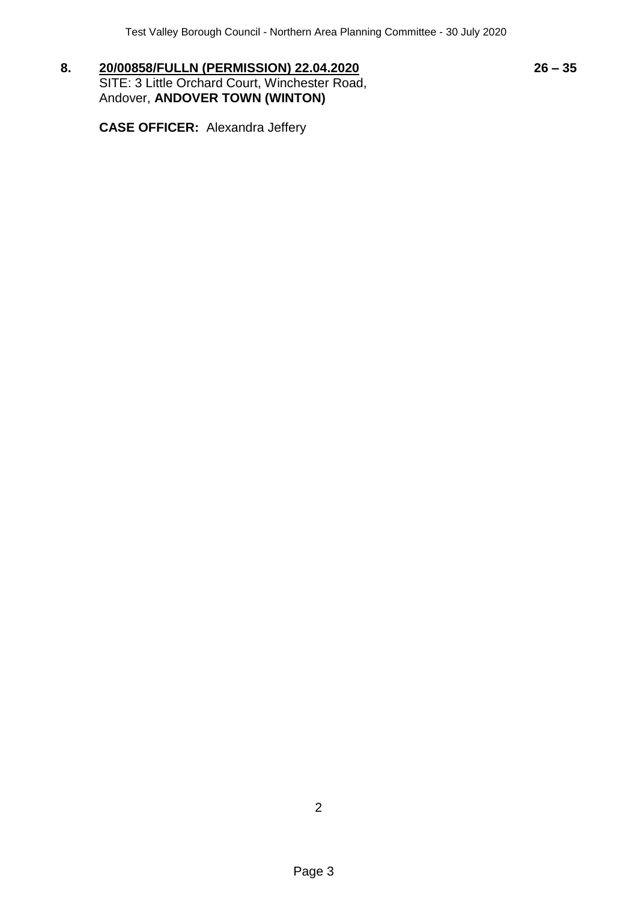| | | |
|---|---|---|
| **8.** | **20/00858/FULLN (PERMISSION) 22.04.2020**<br>SITE: 3 Little Orchard Court, Winchester Road, Andover, **ANDOVER TOWN (WINTON)**<br><br>**CASE OFFICER:** Alexandra Jeffery | **26 – 35** |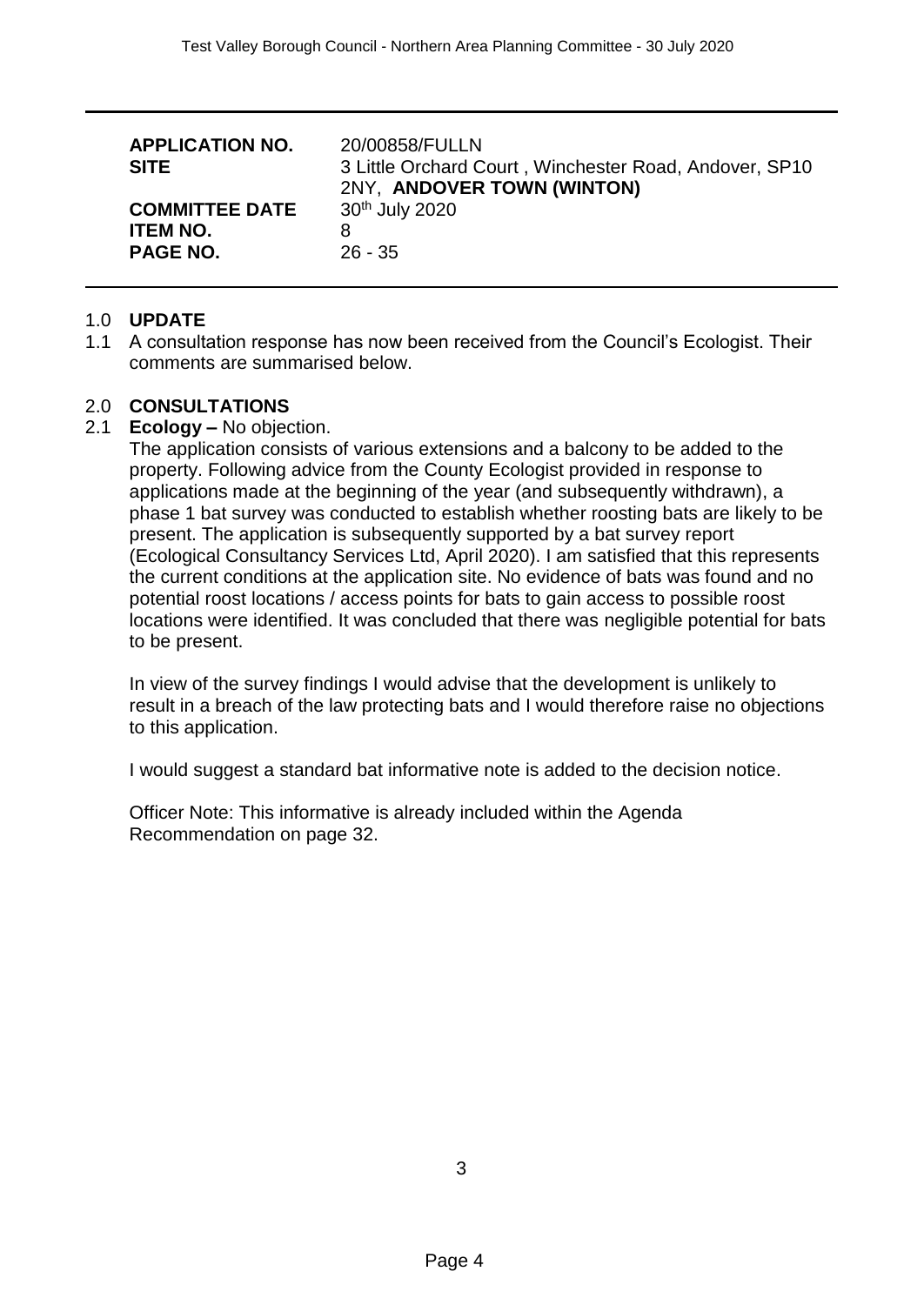| | |
|---|---|
| **APPLICATION NO.** | 20/00858/FULLN |
| **SITE** | 3 Little Orchard Court , Winchester Road, Andover, SP10 2NY, **ANDOVER TOWN (WINTON)** |
| **COMMITTEE DATE** | 30th July 2020 |
| **ITEM NO.** | 8 |
| **PAGE NO.** | 26 - 35 |

## 1.0 UPDATE

1.1 A consultation response has now been received from the Council's Ecologist. Their comments are summarised below.

## 2.0 CONSULTATIONS

2.1 **Ecology –** No objection.

The application consists of various extensions and a balcony to be added to the property. Following advice from the County Ecologist provided in response to applications made at the beginning of the year (and subsequently withdrawn), a phase 1 bat survey was conducted to establish whether roosting bats are likely to be present. The application is subsequently supported by a bat survey report (Ecological Consultancy Services Ltd, April 2020). I am satisfied that this represents the current conditions at the application site. No evidence of bats was found and no potential roost locations / access points for bats to gain access to possible roost locations were identified. It was concluded that there was negligible potential for bats to be present.

In view of the survey findings I would advise that the development is unlikely to result in a breach of the law protecting bats and I would therefore raise no objections to this application.

I would suggest a standard bat informative note is added to the decision notice.

Officer Note: This informative is already included within the Agenda Recommendation on page 32.